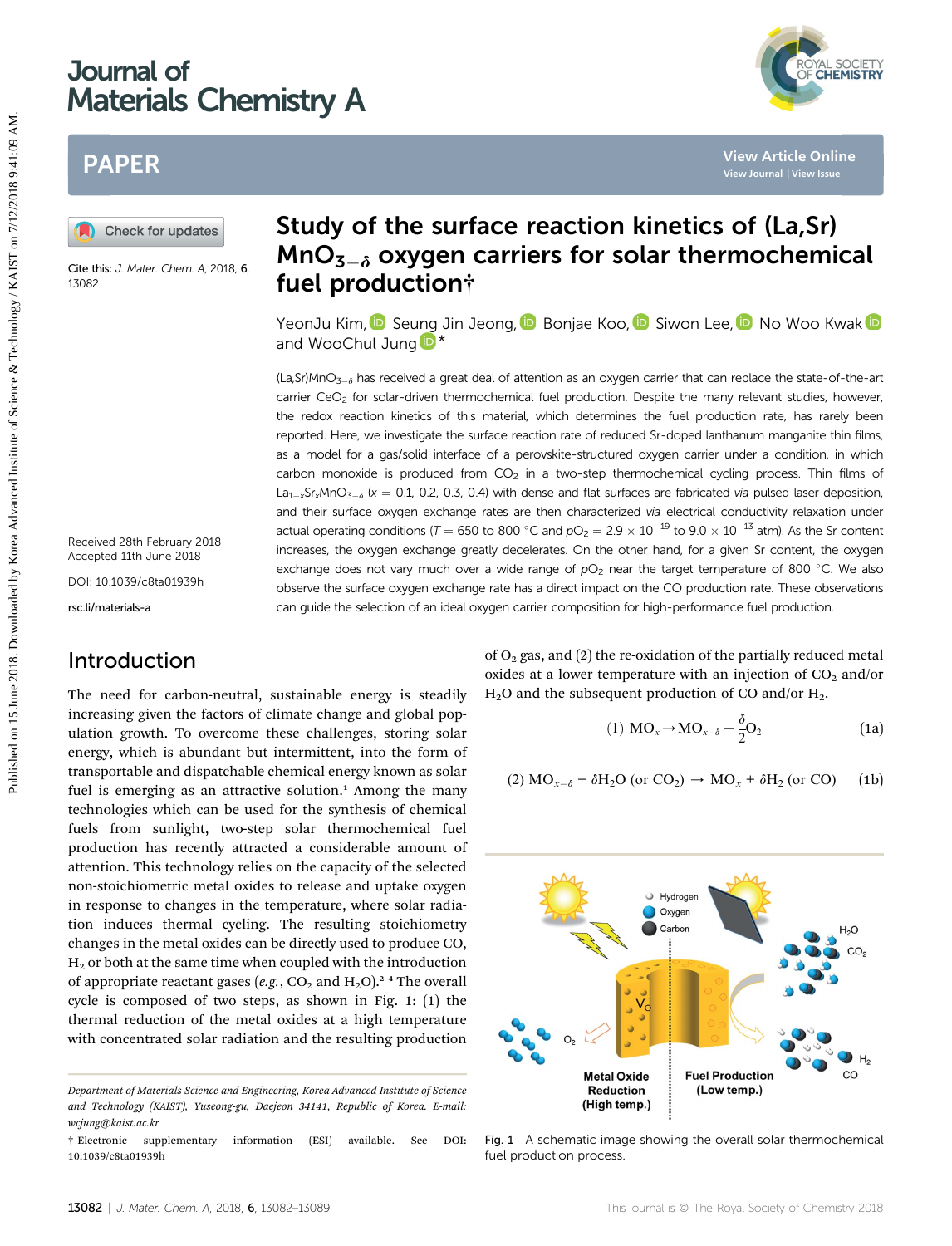# Study of the surface reaction kinetics of (La,Sr)MnO$_{3-\delta}$ oxygen carriers for solar thermochemical fuel production†

YeonJu Kim, Seung Jin Jeong, Bonjae Koo, Siwon Lee, No Woo Kwak and WooChul Jung*

Cite this: *J. Mater. Chem. A*, 2018, **6**, 13082

Received 28th February 2018
Accepted 11th June 2018

DOI: 10.1039/c8ta01939h

rsc.li/materials-a

(La,Sr)MnO$_{3-\delta}$ has received a great deal of attention as an oxygen carrier that can replace the state-of-the-art carrier $CeO_2$ for solar-driven thermochemical fuel production. Despite the many relevant studies, however, the redox reaction kinetics of this material, which determines the fuel production rate, has rarely been reported. Here, we investigate the surface reaction rate of reduced Sr-doped lanthanum manganite thin films, as a model for a gas/solid interface of a perovskite-structured oxygen carrier under a condition, in which carbon monoxide is produced from $CO_2$ in a two-step thermochemical cycling process. Thin films of La$_{1-x}$Sr$_x$MnO$_{3-\delta}$ ($x$ = 0.1, 0.2, 0.3, 0.4) with dense and flat surfaces are fabricated *via* pulsed laser deposition, and their surface oxygen exchange rates are then characterized *via* electrical conductivity relaxation under actual operating conditions ($T$ = 650 to 800 °C and $pO_2 = 2.9 \times 10^{-19}$ to $9.0 \times 10^{-13}$ atm). As the Sr content increases, the oxygen exchange greatly decelerates. On the other hand, for a given Sr content, the oxygen exchange does not vary much over a wide range of $pO_2$ near the target temperature of 800 °C. We also observe the surface oxygen exchange rate has a direct impact on the CO production rate. These observations can guide the selection of an ideal oxygen carrier composition for high-performance fuel production.

## Introduction

The need for carbon-neutral, sustainable energy is steadily increasing given the factors of climate change and global population growth. To overcome these challenges, storing solar energy, which is abundant but intermittent, into the form of transportable and dispatchable chemical energy known as solar fuel is emerging as an attractive solution.[1] Among the many technologies which can be used for the synthesis of chemical fuels from sunlight, two-step solar thermochemical fuel production has recently attracted a considerable amount of attention. This technology relies on the capacity of the selected non-stoichiometric metal oxides to release and uptake oxygen in response to changes in the temperature, where solar radiation induces thermal cycling. The resulting stoichiometry changes in the metal oxides can be directly used to produce CO, $H_2$ or both at the same time when coupled with the introduction of appropriate reactant gases (*e.g.*, $CO_2$ and $H_2O$).[2–4] The overall cycle is composed of two steps, as shown in Fig. 1: (1) the thermal reduction of the metal oxides at a high temperature with concentrated solar radiation and the resulting production of $O_2$ gas, and (2) the re-oxidation of the partially reduced metal oxides at a lower temperature with an injection of $CO_2$ and/or $H_2O$ and the subsequent production of CO and/or $H_2$.

$$(1)\ MO_x \rightarrow MO_{x-\delta} + \frac{\delta}{2}O_2 \tag{1a}$$

$$(2)\ MO_{x-\delta} + \delta H_2O\ (\text{or } CO_2) \rightarrow MO_x + \delta H_2\ (\text{or } CO) \tag{1b}$$

Fig. 1 A schematic image showing the overall solar thermochemical fuel production process.

Department of Materials Science and Engineering, Korea Advanced Institute of Science and Technology (KAIST), Yuseong-gu, Daejeon 34141, Republic of Korea. E-mail: wcjung@kaist.ac.kr

† Electronic supplementary information (ESI) available. See DOI: 10.1039/c8ta01939h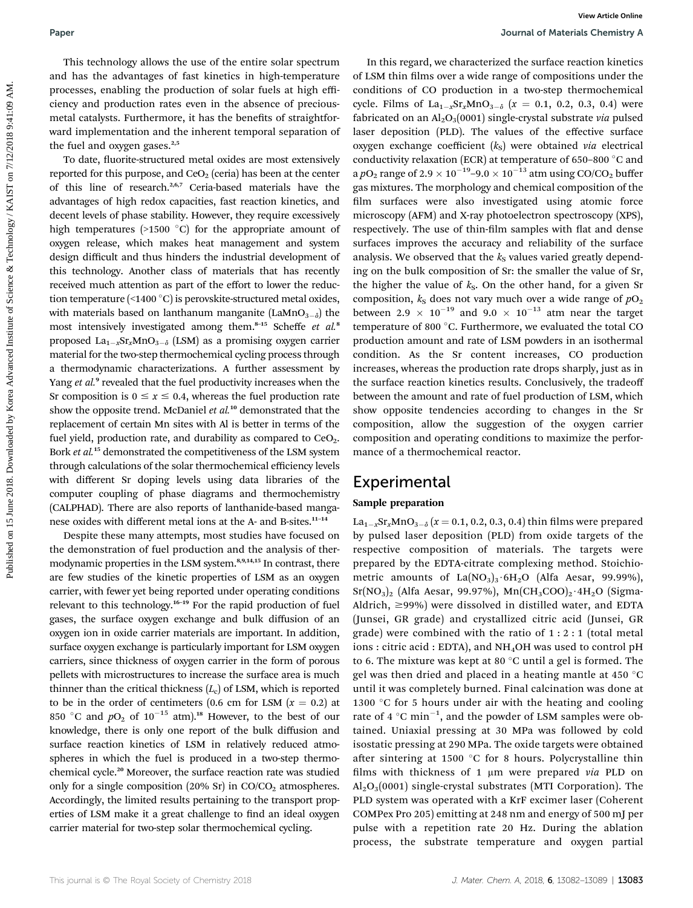This technology allows the use of the entire solar spectrum and has the advantages of fast kinetics in high-temperature processes, enabling the production of solar fuels at high efficiency and production rates even in the absence of precious-metal catalysts. Furthermore, it has the benefits of straightforward implementation and the inherent temporal separation of the fuel and oxygen gases.[2,5]

To date, fluorite-structured metal oxides are most extensively reported for this purpose, and $CeO_2$ (ceria) has been at the center of this line of research.[2,6,7] Ceria-based materials have the advantages of high redox capacities, fast reaction kinetics, and decent levels of phase stability. However, they require excessively high temperatures (>1500 °C) for the appropriate amount of oxygen release, which makes heat management and system design difficult and thus hinders the industrial development of this technology. Another class of materials that has recently received much attention as part of the effort to lower the reduction temperature (<1400 °C) is perovskite-structured metal oxides, with materials based on lanthanum manganite ($LaMnO_{3-\delta}$) the most intensively investigated among them.[8–15] Scheffe *et al.*[8] proposed $La_{1-x}Sr_xMnO_{3-\delta}$ (LSM) as a promising oxygen carrier material for the two-step thermochemical cycling process through a thermodynamic characterizations. A further assessment by Yang *et al.*[9] revealed that the fuel productivity increases when the Sr composition is $0 \leq x \leq 0.4$, whereas the fuel production rate show the opposite trend. McDaniel *et al.*[10] demonstrated that the replacement of certain Mn sites with Al is better in terms of the fuel yield, production rate, and durability as compared to $CeO_2$. Bork *et al.*[15] demonstrated the competitiveness of the LSM system through calculations of the solar thermochemical efficiency levels with different Sr doping levels using data libraries of the computer coupling of phase diagrams and thermochemistry (CALPHAD). There are also reports of lanthanide-based manganese oxides with different metal ions at the A- and B-sites.[11–14]

Despite these many attempts, most studies have focused on the demonstration of fuel production and the analysis of thermodynamic properties in the LSM system.[8,9,14,15] In contrast, there are few studies of the kinetic properties of LSM as an oxygen carrier, with fewer yet being reported under operating conditions relevant to this technology.[16–19] For the rapid production of fuel gases, the surface oxygen exchange and bulk diffusion of an oxygen ion in oxide carrier materials are important. In addition, surface oxygen exchange is particularly important for LSM oxygen carriers, since thickness of oxygen carrier in the form of porous pellets with microstructures to increase the surface area is much thinner than the critical thickness ($L_c$) of LSM, which is reported to be in the order of centimeters (0.6 cm for LSM ($x = 0.2$) at 850 °C and $pO_2$ of $10^{-15}$ atm).[18] However, to the best of our knowledge, there is only one report of the bulk diffusion and surface reaction kinetics of LSM in relatively reduced atmospheres in which the fuel is produced in a two-step thermochemical cycle.[20] Moreover, the surface reaction rate was studied only for a single composition (20% Sr) in $CO/CO_2$ atmospheres. Accordingly, the limited results pertaining to the transport properties of LSM make it a great challenge to find an ideal oxygen carrier material for two-step solar thermochemical cycling.

In this regard, we characterized the surface reaction kinetics of LSM thin films over a wide range of compositions under the conditions of CO production in a two-step thermochemical cycle. Films of $La_{1-x}Sr_xMnO_{3-\delta}$ ($x$ = 0.1, 0.2, 0.3, 0.4) were fabricated on an $Al_2O_3(0001)$ single-crystal substrate *via* pulsed laser deposition (PLD). The values of the effective surface oxygen exchange coefficient ($k_S$) were obtained *via* electrical conductivity relaxation (ECR) at temperature of 650–800 °C and a $pO_2$ range of $2.9 \times 10^{-19}$–$9.0 \times 10^{-13}$ atm using $CO/CO_2$ buffer gas mixtures. The morphology and chemical composition of the film surfaces were also investigated using atomic force microscopy (AFM) and X-ray photoelectron spectroscopy (XPS), respectively. The use of thin-film samples with flat and dense surfaces improves the accuracy and reliability of the surface analysis. We observed that the $k_S$ values varied greatly depending on the bulk composition of Sr: the smaller the value of Sr, the higher the value of $k_S$. On the other hand, for a given Sr composition, $k_S$ does not vary much over a wide range of $pO_2$ between $2.9 \times 10^{-19}$ and $9.0 \times 10^{-13}$ atm near the target temperature of 800 °C. Furthermore, we evaluated the total CO production amount and rate of LSM powders in an isothermal condition. As the Sr content increases, CO production increases, whereas the production rate drops sharply, just as in the surface reaction kinetics results. Conclusively, the tradeoff between the amount and rate of fuel production of LSM, which show opposite tendencies according to changes in the Sr composition, allow the suggestion of the oxygen carrier composition and operating conditions to maximize the performance of a thermochemical reactor.

## Experimental

### Sample preparation

$La_{1-x}Sr_xMnO_{3-\delta}$ ($x$ = 0.1, 0.2, 0.3, 0.4) thin films were prepared by pulsed laser deposition (PLD) from oxide targets of the respective composition of materials. The targets were prepared by the EDTA-citrate complexing method. Stoichiometric amounts of $La(NO_3)_3 \cdot 6H_2O$ (Alfa Aesar, 99.99%), $Sr(NO_3)_2$ (Alfa Aesar, 99.97%), $Mn(CH_3COO)_2 \cdot 4H_2O$ (Sigma-Aldrich, ≥99%) were dissolved in distilled water, and EDTA (Junsei, GR grade) and crystallized citric acid (Junsei, GR grade) were combined with the ratio of 1 : 2 : 1 (total metal ions : citric acid : EDTA), and $NH_4OH$ was used to control pH to 6. The mixture was kept at 80 °C until a gel is formed. The gel was then dried and placed in a heating mantle at 450 °C until it was completely burned. Final calcination was done at 1300 °C for 5 hours under air with the heating and cooling rate of 4 °C $min^{-1}$, and the powder of LSM samples were obtained. Uniaxial pressing at 30 MPa was followed by cold isostatic pressing at 290 MPa. The oxide targets were obtained after sintering at 1500 °C for 8 hours. Polycrystalline thin films with thickness of 1 μm were prepared *via* PLD on $Al_2O_3(0001)$ single-crystal substrates (MTI Corporation). The PLD system was operated with a KrF excimer laser (Coherent COMPex Pro 205) emitting at 248 nm and energy of 500 mJ per pulse with a repetition rate 20 Hz. During the ablation process, the substrate temperature and oxygen partial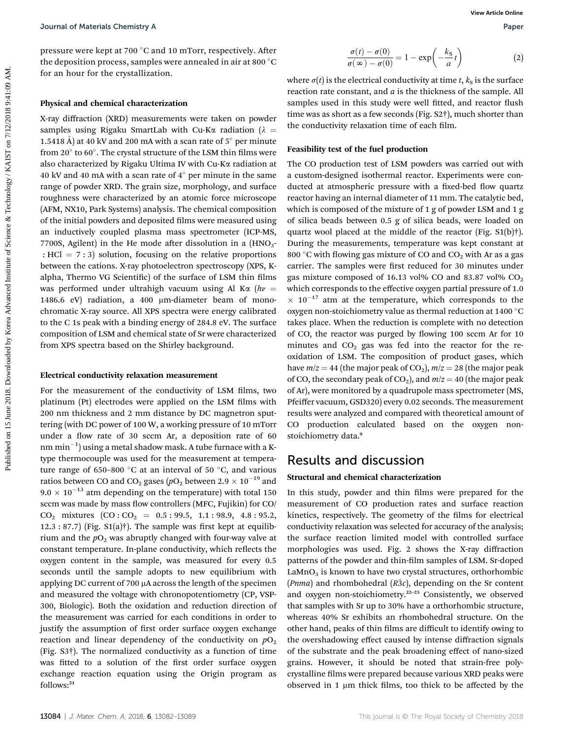pressure were kept at 700 °C and 10 mTorr, respectively. After the deposition process, samples were annealed in air at 800 °C for an hour for the crystallization.

### Physical and chemical characterization

X-ray diffraction (XRD) measurements were taken on powder samples using Rigaku SmartLab with Cu-Kα radiation ($\lambda$ = 1.5418 Å) at 40 kV and 200 mA with a scan rate of 5° per minute from 20° to 60°. The crystal structure of the LSM thin films were also characterized by Rigaku Ultima IV with Cu-Kα radiation at 40 kV and 40 mA with a scan rate of 4° per minute in the same range of powder XRD. The grain size, morphology, and surface roughness were characterized by an atomic force microscope (AFM, NX10, Park Systems) analysis. The chemical composition of the initial powders and deposited films were measured using an inductively coupled plasma mass spectrometer (ICP-MS, 7700S, Agilent) in the He mode after dissolution in a ($HNO_3$ : HCl = 7 : 3) solution, focusing on the relative proportions between the cations. X-ray photoelectron spectroscopy (XPS, K-alpha, Thermo VG Scientific) of the surface of LSM thin films was performed under ultrahigh vacuum using Al Kα ($h\nu$ = 1486.6 eV) radiation, a 400 μm-diameter beam of monochromatic X-ray source. All XPS spectra were energy calibrated to the C 1s peak with a binding energy of 284.8 eV. The surface composition of LSM and chemical state of Sr were characterized from XPS spectra based on the Shirley background.

### Electrical conductivity relaxation measurement

For the measurement of the conductivity of LSM films, two platinum (Pt) electrodes were applied on the LSM films with 200 nm thickness and 2 mm distance by DC magnetron sputtering (with DC power of 100 W, a working pressure of 10 mTorr under a flow rate of 30 sccm Ar, a deposition rate of 60 nm $min^{-1}$) using a metal shadow mask. A tube furnace with a K-type thermocouple was used for the measurement at temperature range of 650–800 °C at an interval of 50 °C, and various ratios between CO and $CO_2$ gases ($pO_2$ between $2.9 \times 10^{-19}$ and $9.0 \times 10^{-13}$ atm depending on the temperature) with total 150 sccm was made by mass flow controllers (MFC, Fujikin) for CO/$CO_2$ mixtures (CO : $CO_2$ = 0.5 : 99.5, 1.1 : 98.9, 4.8 : 95.2, 12.3 : 87.7) (Fig. S1(a)†). The sample was first kept at equilibrium and the $pO_2$ was abruptly changed with four-way valve at constant temperature. In-plane conductivity, which reflects the oxygen content in the sample, was measured for every 0.5 seconds until the sample adopts to new equilibrium with applying DC current of 700 μA across the length of the specimen and measured the voltage with chronopotentiometry (CP, VSP-300, Biologic). Both the oxidation and reduction direction of the measurement was carried for each conditions in order to justify the assumption of first order surface oxygen exchange reaction and linear dependency of the conductivity on $pO_2$ (Fig. S3†). The normalized conductivity as a function of time was fitted to a solution of the first order surface oxygen exchange reaction equation using the Origin program as follows:[21]

$$\frac{\sigma(t) - \sigma(0)}{\sigma(\infty) - \sigma(0)} = 1 - \exp\left(-\frac{k_S}{a}t\right) \tag{2}$$

where $\sigma(t)$ is the electrical conductivity at time $t$, $k_S$ is the surface reaction rate constant, and $a$ is the thickness of the sample. All samples used in this study were well fitted, and reactor flush time was as short as a few seconds (Fig. S2†), much shorter than the conductivity relaxation time of each film.

### Feasibility test of the fuel production

The CO production test of LSM powders was carried out with a custom-designed isothermal reactor. Experiments were conducted at atmospheric pressure with a fixed-bed flow quartz reactor having an internal diameter of 11 mm. The catalytic bed, which is composed of the mixture of 1 g of powder LSM and 1 g of silica beads between 0.5 g of silica beads, were loaded on quartz wool placed at the middle of the reactor (Fig. S1(b)†). During the measurements, temperature was kept constant at 800 °C with flowing gas mixture of CO and $CO_2$ with Ar as a gas carrier. The samples were first reduced for 30 minutes under gas mixture composed of 16.13 vol% CO and 83.87 vol% $CO_2$ which corresponds to the effective oxygen partial pressure of 1.0 $\times$ $10^{-17}$ atm at the temperature, which corresponds to the oxygen non-stoichiometry value as thermal reduction at 1400 °C takes place. When the reduction is complete with no detection of CO, the reactor was purged by flowing 100 sccm Ar for 10 minutes and $CO_2$ gas was fed into the reactor for the re-oxidation of LSM. The composition of product gases, which have $m/z$ = 44 (the major peak of $CO_2$), $m/z$ = 28 (the major peak of CO, the secondary peak of $CO_2$), and $m/z$ = 40 (the major peak of Ar), were monitored by a quadrupole mass spectrometer (MS, Pfeiffer vacuum, GSD320) every 0.02 seconds. The measurement results were analyzed and compared with theoretical amount of CO production calculated based on the oxygen non-stoichiometry data.[9]

## Results and discussion

### Structural and chemical characterization

In this study, powder and thin films were prepared for the measurement of CO production rates and surface reaction kinetics, respectively. The geometry of the films for electrical conductivity relaxation was selected for accuracy of the analysis; the surface reaction limited model with controlled surface morphologies was used. Fig. 2 shows the X-ray diffraction patterns of the powder and thin-film samples of LSM. Sr-doped $LaMnO_3$ is known to have two crystal structures, orthorhombic (*Pnma*) and rhombohedral ($R\bar{3}c$), depending on the Sr content and oxygen non-stoichiometry.[22–25] Consistently, we observed that samples with Sr up to 30% have a orthorhombic structure, whereas 40% Sr exhibits an rhombohedral structure. On the other hand, peaks of thin films are difficult to identify owing to the overshadowing effect caused by intense diffraction signals of the substrate and the peak broadening effect of nano-sized grains. However, it should be noted that strain-free polycrystalline films were prepared because various XRD peaks were observed in 1 μm thick films, too thick to be affected by the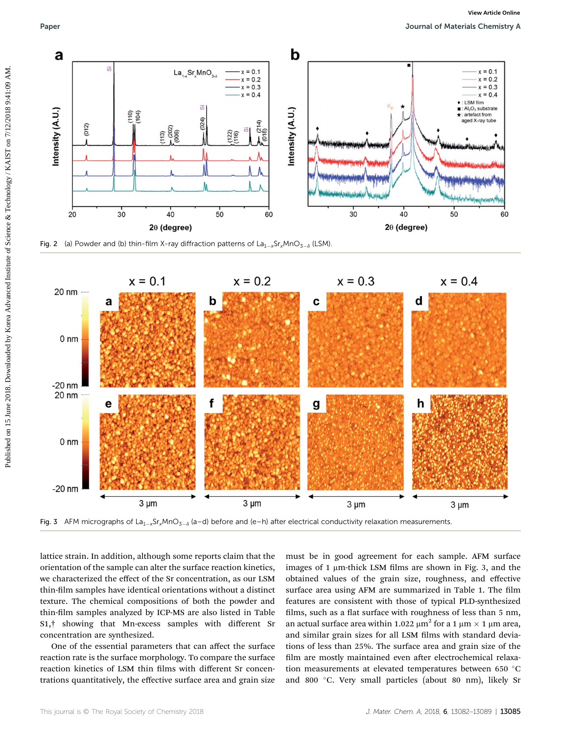Fig. 2 (a) Powder and (b) thin-film X-ray diffraction patterns of $La_{1-x}Sr_xMnO_{3-\delta}$ (LSM).

Fig. 3 AFM micrographs of $La_{1-x}Sr_xMnO_{3-\delta}$ (a–d) before and (e–h) after electrical conductivity relaxation measurements.

lattice strain. In addition, although some reports claim that the orientation of the sample can alter the surface reaction kinetics, we characterized the effect of the Sr concentration, as our LSM thin-film samples have identical orientations without a distinct texture. The chemical compositions of both the powder and thin-film samples analyzed by ICP-MS are also listed in Table S1,† showing that Mn-excess samples with different Sr concentration are synthesized.

One of the essential parameters that can affect the surface reaction rate is the surface morphology. To compare the surface reaction kinetics of LSM thin films with different Sr concentrations quantitatively, the effective surface area and grain size must be in good agreement for each sample. AFM surface images of 1 μm-thick LSM films are shown in Fig. 3, and the obtained values of the grain size, roughness, and effective surface area using AFM are summarized in Table 1. The film features are consistent with those of typical PLD-synthesized films, such as a flat surface with roughness of less than 5 nm, an actual surface area within 1.022 $\mu m^2$ for a 1 μm × 1 μm area, and similar grain sizes for all LSM films with standard deviations of less than 25%. The surface area and grain size of the film are mostly maintained even after electrochemical relaxation measurements at elevated temperatures between 650 °C and 800 °C. Very small particles (about 80 nm), likely Sr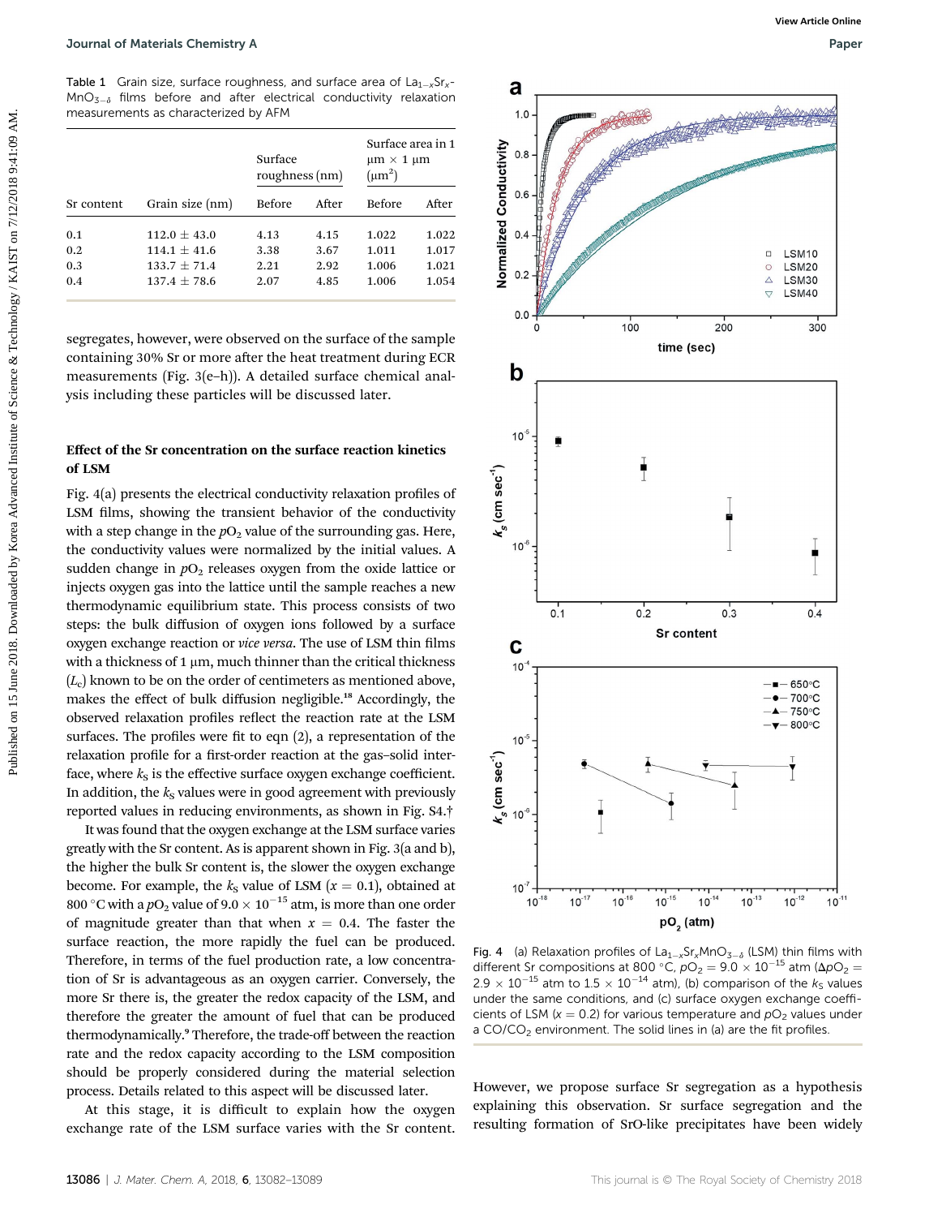Table 1 Grain size, surface roughness, and surface area of $La_{1-x}Sr_xMnO_{3-\delta}$ films before and after electrical conductivity relaxation measurements as characterized by AFM

| Sr content | Grain size (nm) | Surface roughness (nm) | | Surface area in 1 μm × 1 μm (μm²) | |
|---|---|---|---|---|---|
| | | Before | After | Before | After |
| 0.1 | 112.0 ± 43.0 | 4.13 | 4.15 | 1.022 | 1.022 |
| 0.2 | 114.1 ± 41.6 | 3.38 | 3.67 | 1.011 | 1.017 |
| 0.3 | 133.7 ± 71.4 | 2.21 | 2.92 | 1.006 | 1.021 |
| 0.4 | 137.4 ± 78.6 | 2.07 | 4.85 | 1.006 | 1.054 |

segregates, however, were observed on the surface of the sample containing 30% Sr or more after the heat treatment during ECR measurements (Fig. 3(e–h)). A detailed surface chemical analysis including these particles will be discussed later.

### Effect of the Sr concentration on the surface reaction kinetics of LSM

Fig. 4(a) presents the electrical conductivity relaxation profiles of LSM films, showing the transient behavior of the conductivity with a step change in the $pO_2$ value of the surrounding gas. Here, the conductivity values were normalized by the initial values. A sudden change in $pO_2$ releases oxygen from the oxide lattice or injects oxygen gas into the lattice until the sample reaches a new thermodynamic equilibrium state. This process consists of two steps: the bulk diffusion of oxygen ions followed by a surface oxygen exchange reaction or *vice versa*. The use of LSM thin films with a thickness of 1 μm, much thinner than the critical thickness ($L_c$) known to be on the order of centimeters as mentioned above, makes the effect of bulk diffusion negligible.[18] Accordingly, the observed relaxation profiles reflect the reaction rate at the LSM surfaces. The profiles were fit to eqn (2), a representation of the relaxation profile for a first-order reaction at the gas–solid interface, where $k_S$ is the effective surface oxygen exchange coefficient. In addition, the $k_S$ values were in good agreement with previously reported values in reducing environments, as shown in Fig. S4.†

It was found that the oxygen exchange at the LSM surface varies greatly with the Sr content. As is apparent shown in Fig. 3(a and b), the higher the bulk Sr content is, the slower the oxygen exchange become. For example, the $k_S$ value of LSM ($x = 0.1$), obtained at 800 °C with a $pO_2$ value of $9.0 \times 10^{-15}$ atm, is more than one order of magnitude greater than that when $x = 0.4$. The faster the surface reaction, the more rapidly the fuel can be produced. Therefore, in terms of the fuel production rate, a low concentration of Sr is advantageous as an oxygen carrier. Conversely, the more Sr there is, the greater the redox capacity of the LSM, and therefore the greater the amount of fuel that can be produced thermodynamically.[9] Therefore, the trade-off between the reaction rate and the redox capacity according to the LSM composition should be properly considered during the material selection process. Details related to this aspect will be discussed later.

At this stage, it is difficult to explain how the oxygen exchange rate of the LSM surface varies with the Sr content.

Fig. 4 (a) Relaxation profiles of $La_{1-x}Sr_xMnO_{3-\delta}$ (LSM) thin films with different Sr compositions at 800 °C, $pO_2 = 9.0 \times 10^{-15}$ atm ($\Delta pO_2 = 2.9 \times 10^{-15}$ atm to $1.5 \times 10^{-14}$ atm), (b) comparison of the $k_S$ values under the same conditions, and (c) surface oxygen exchange coefficients of LSM ($x = 0.2$) for various temperature and $pO_2$ values under a $CO/CO_2$ environment. The solid lines in (a) are the fit profiles.

However, we propose surface Sr segregation as a hypothesis explaining this observation. Sr surface segregation and the resulting formation of SrO-like precipitates have been widely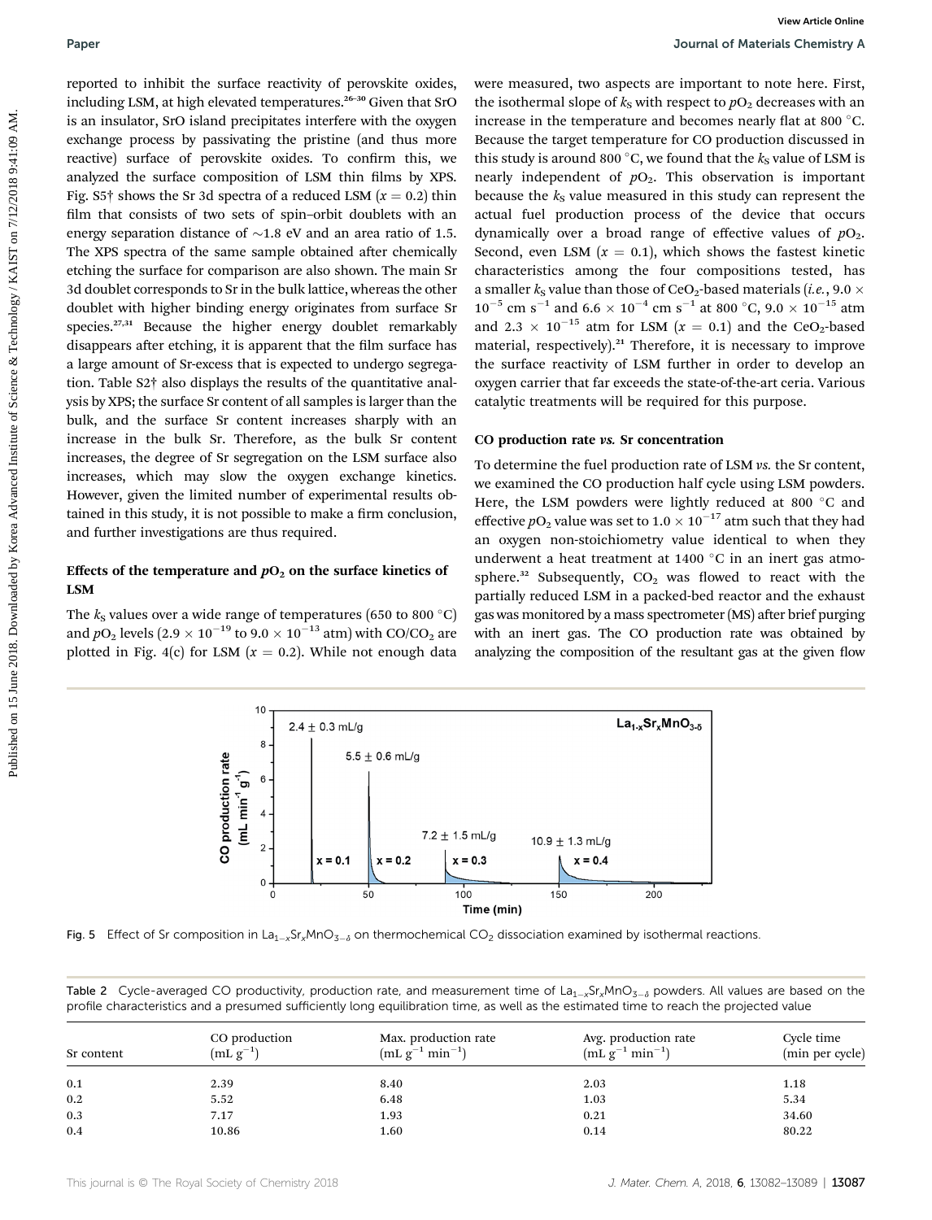reported to inhibit the surface reactivity of perovskite oxides, including LSM, at high elevated temperatures.[26–30] Given that SrO is an insulator, SrO island precipitates interfere with the oxygen exchange process by passivating the pristine (and thus more reactive) surface of perovskite oxides. To confirm this, we analyzed the surface composition of LSM thin films by XPS. Fig. S5† shows the Sr 3d spectra of a reduced LSM ($x = 0.2$) thin film that consists of two sets of spin–orbit doublets with an energy separation distance of ~1.8 eV and an area ratio of 1.5. The XPS spectra of the same sample obtained after chemically etching the surface for comparison are also shown. The main Sr 3d doublet corresponds to Sr in the bulk lattice, whereas the other doublet with higher binding energy originates from surface Sr species.[27,31] Because the higher energy doublet remarkably disappears after etching, it is apparent that the film surface has a large amount of Sr-excess that is expected to undergo segregation. Table S2† also displays the results of the quantitative analysis by XPS; the surface Sr content of all samples is larger than the bulk, and the surface Sr content increases sharply with an increase in the bulk Sr. Therefore, as the bulk Sr content increases, the degree of Sr segregation on the LSM surface also increases, which may slow the oxygen exchange kinetics. However, given the limited number of experimental results obtained in this study, it is not possible to make a firm conclusion, and further investigations are thus required.

### Effects of the temperature and $pO_2$ on the surface kinetics of LSM

The $k_S$ values over a wide range of temperatures (650 to 800 °C) and $pO_2$ levels ($2.9 \times 10^{-19}$ to $9.0 \times 10^{-13}$ atm) with CO/$CO_2$ are plotted in Fig. 4(c) for LSM ($x = 0.2$). While not enough data were measured, two aspects are important to note here. First, the isothermal slope of $k_S$ with respect to $pO_2$ decreases with an increase in the temperature and becomes nearly flat at 800 °C. Because the target temperature for CO production discussed in this study is around 800 °C, we found that the $k_S$ value of LSM is nearly independent of $pO_2$. This observation is important because the $k_S$ value measured in this study can represent the actual fuel production process of the device that occurs dynamically over a broad range of effective values of $pO_2$. Second, even LSM ($x = 0.1$), which shows the fastest kinetic characteristics among the four compositions tested, has a smaller $k_S$ value than those of $CeO_2$-based materials (*i.e.*, $9.0 \times 10^{-5}$ cm s$^{-1}$ and $6.6 \times 10^{-4}$ cm s$^{-1}$ at 800 °C, $9.0 \times 10^{-15}$ atm and $2.3 \times 10^{-15}$ atm for LSM ($x = 0.1$) and the $CeO_2$-based material, respectively).[21] Therefore, it is necessary to improve the surface reactivity of LSM further in order to develop an oxygen carrier that far exceeds the state-of-the-art ceria. Various catalytic treatments will be required for this purpose.

### CO production rate *vs.* Sr concentration

To determine the fuel production rate of LSM *vs.* the Sr content, we examined the CO production half cycle using LSM powders. Here, the LSM powders were lightly reduced at 800 °C and effective $pO_2$ value was set to $1.0 \times 10^{-17}$ atm such that they had an oxygen non-stoichiometry value identical to when they underwent a heat treatment at 1400 °C in an inert gas atmosphere.[32] Subsequently, $CO_2$ was flowed to react with the partially reduced LSM in a packed-bed reactor and the exhaust gas was monitored by a mass spectrometer (MS) after brief purging with an inert gas. The CO production rate was obtained by analyzing the composition of the resultant gas at the given flow

Fig. 5 Effect of Sr composition in $La_{1-x}Sr_xMnO_{3-\delta}$ on thermochemical $CO_2$ dissociation examined by isothermal reactions.

Table 2 Cycle-averaged CO productivity, production rate, and measurement time of $La_{1-x}Sr_xMnO_{3-\delta}$ powders. All values are based on the profile characteristics and a presumed sufficiently long equilibration time, as well as the estimated time to reach the projected value

| Sr content | CO production (mL g$^{-1}$) | Max. production rate (mL g$^{-1}$ min$^{-1}$) | Avg. production rate (mL g$^{-1}$ min$^{-1}$) | Cycle time (min per cycle) |
|---|---|---|---|---|
| 0.1 | 2.39 | 8.40 | 2.03 | 1.18 |
| 0.2 | 5.52 | 6.48 | 1.03 | 5.34 |
| 0.3 | 7.17 | 1.93 | 0.21 | 34.60 |
| 0.4 | 10.86 | 1.60 | 0.14 | 80.22 |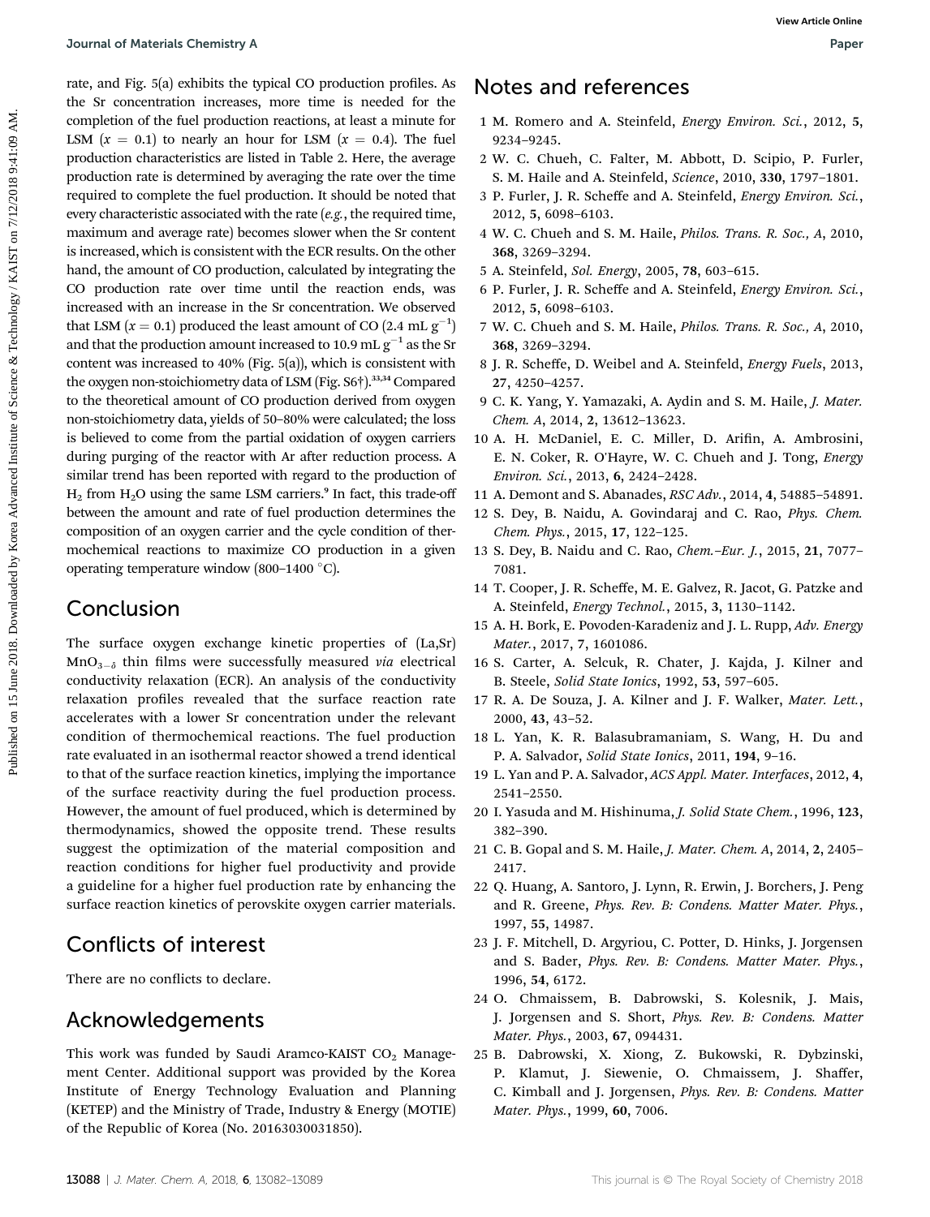rate, and Fig. 5(a) exhibits the typical CO production profiles. As the Sr concentration increases, more time is needed for the completion of the fuel production reactions, at least a minute for LSM ($x = 0.1$) to nearly an hour for LSM ($x = 0.4$). The fuel production characteristics are listed in Table 2. Here, the average production rate is determined by averaging the rate over the time required to complete the fuel production. It should be noted that every characteristic associated with the rate (*e.g.*, the required time, maximum and average rate) becomes slower when the Sr content is increased, which is consistent with the ECR results. On the other hand, the amount of CO production, calculated by integrating the CO production rate over time until the reaction ends, was increased with an increase in the Sr concentration. We observed that LSM ($x = 0.1$) produced the least amount of CO (2.4 mL $g^{-1}$) and that the production amount increased to 10.9 mL $g^{-1}$ as the Sr content was increased to 40% (Fig. 5(a)), which is consistent with the oxygen non-stoichiometry data of LSM (Fig. S6†).[33,34] Compared to the theoretical amount of CO production derived from oxygen non-stoichiometry data, yields of 50–80% were calculated; the loss is believed to come from the partial oxidation of oxygen carriers during purging of the reactor with Ar after reduction process. A similar trend has been reported with regard to the production of $H_2$ from $H_2O$ using the same LSM carriers.[9] In fact, this trade-off between the amount and rate of fuel production determines the composition of an oxygen carrier and the cycle condition of thermochemical reactions to maximize CO production in a given operating temperature window (800–1400 °C).

## Conclusion

The surface oxygen exchange kinetic properties of (La,Sr)$MnO_{3-\delta}$ thin films were successfully measured *via* electrical conductivity relaxation (ECR). An analysis of the conductivity relaxation profiles revealed that the surface reaction rate accelerates with a lower Sr concentration under the relevant condition of thermochemical reactions. The fuel production rate evaluated in an isothermal reactor showed a trend identical to that of the surface reaction kinetics, implying the importance of the surface reactivity during the fuel production process. However, the amount of fuel produced, which is determined by thermodynamics, showed the opposite trend. These results suggest the optimization of the material composition and reaction conditions for higher fuel productivity and provide a guideline for a higher fuel production rate by enhancing the surface reaction kinetics of perovskite oxygen carrier materials.

## Conflicts of interest

There are no conflicts to declare.

## Acknowledgements

This work was funded by Saudi Aramco-KAIST $CO_2$ Management Center. Additional support was provided by the Korea Institute of Energy Technology Evaluation and Planning (KETEP) and the Ministry of Trade, Industry & Energy (MOTIE) of the Republic of Korea (No. 20163030031850).

## Notes and references

1 M. Romero and A. Steinfeld, *Energy Environ. Sci.*, 2012, **5**, 9234–9245.
2 W. C. Chueh, C. Falter, M. Abbott, D. Scipio, P. Furler, S. M. Haile and A. Steinfeld, *Science*, 2010, **330**, 1797–1801.
3 P. Furler, J. R. Scheffe and A. Steinfeld, *Energy Environ. Sci.*, 2012, **5**, 6098–6103.
4 W. C. Chueh and S. M. Haile, *Philos. Trans. R. Soc., A*, 2010, **368**, 3269–3294.
5 A. Steinfeld, *Sol. Energy*, 2005, **78**, 603–615.
6 P. Furler, J. R. Scheffe and A. Steinfeld, *Energy Environ. Sci.*, 2012, **5**, 6098–6103.
7 W. C. Chueh and S. M. Haile, *Philos. Trans. R. Soc., A*, 2010, **368**, 3269–3294.
8 J. R. Scheffe, D. Weibel and A. Steinfeld, *Energy Fuels*, 2013, **27**, 4250–4257.
9 C. K. Yang, Y. Yamazaki, A. Aydin and S. M. Haile, *J. Mater. Chem. A*, 2014, **2**, 13612–13623.
10 A. H. McDaniel, E. C. Miller, D. Arifin, A. Ambrosini, E. N. Coker, R. O'Hayre, W. C. Chueh and J. Tong, *Energy Environ. Sci.*, 2013, **6**, 2424–2428.
11 A. Demont and S. Abanades, *RSC Adv.*, 2014, **4**, 54885–54891.
12 S. Dey, B. Naidu, A. Govindaraj and C. Rao, *Phys. Chem. Chem. Phys.*, 2015, **17**, 122–125.
13 S. Dey, B. Naidu and C. Rao, *Chem.–Eur. J.*, 2015, **21**, 7077–7081.
14 T. Cooper, J. R. Scheffe, M. E. Galvez, R. Jacot, G. Patzke and A. Steinfeld, *Energy Technol.*, 2015, **3**, 1130–1142.
15 A. H. Bork, E. Povoden-Karadeniz and J. L. Rupp, *Adv. Energy Mater.*, 2017, **7**, 1601086.
16 S. Carter, A. Selcuk, R. Chater, J. Kajda, J. Kilner and B. Steele, *Solid State Ionics*, 1992, **53**, 597–605.
17 R. A. De Souza, J. A. Kilner and J. F. Walker, *Mater. Lett.*, 2000, **43**, 43–52.
18 L. Yan, K. R. Balasubramaniam, S. Wang, H. Du and P. A. Salvador, *Solid State Ionics*, 2011, **194**, 9–16.
19 L. Yan and P. A. Salvador, *ACS Appl. Mater. Interfaces*, 2012, **4**, 2541–2550.
20 I. Yasuda and M. Hishinuma, *J. Solid State Chem.*, 1996, **123**, 382–390.
21 C. B. Gopal and S. M. Haile, *J. Mater. Chem. A*, 2014, **2**, 2405–2417.
22 Q. Huang, A. Santoro, J. Lynn, R. Erwin, J. Borchers, J. Peng and R. Greene, *Phys. Rev. B: Condens. Matter Mater. Phys.*, 1997, **55**, 14987.
23 J. F. Mitchell, D. Argyriou, C. Potter, D. Hinks, J. Jorgensen and S. Bader, *Phys. Rev. B: Condens. Matter Mater. Phys.*, 1996, **54**, 6172.
24 O. Chmaissem, B. Dabrowski, S. Kolesnik, J. Mais, J. Jorgensen and S. Short, *Phys. Rev. B: Condens. Matter Mater. Phys.*, 2003, **67**, 094431.
25 B. Dabrowski, X. Xiong, Z. Bukowski, R. Dybzinski, P. Klamut, J. Siewenie, O. Chmaissem, J. Shaffer, C. Kimball and J. Jorgensen, *Phys. Rev. B: Condens. Matter Mater. Phys.*, 1999, **60**, 7006.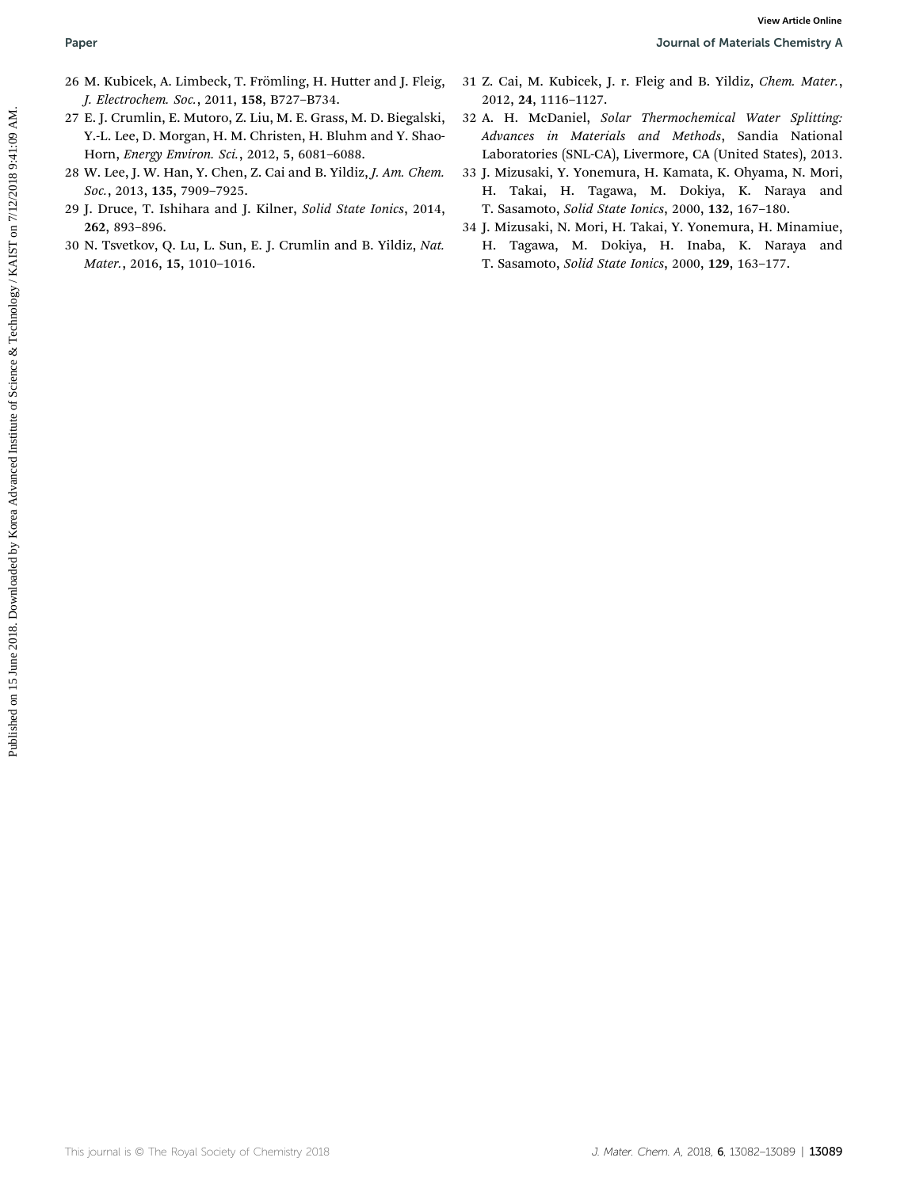26 M. Kubicek, A. Limbeck, T. Frömling, H. Hutter and J. Fleig, *J. Electrochem. Soc.*, 2011, **158**, B727–B734.

27 E. J. Crumlin, E. Mutoro, Z. Liu, M. E. Grass, M. D. Biegalski, Y.-L. Lee, D. Morgan, H. M. Christen, H. Bluhm and Y. Shao-Horn, *Energy Environ. Sci.*, 2012, **5**, 6081–6088.

28 W. Lee, J. W. Han, Y. Chen, Z. Cai and B. Yildiz, *J. Am. Chem. Soc.*, 2013, **135**, 7909–7925.

29 J. Druce, T. Ishihara and J. Kilner, *Solid State Ionics*, 2014, **262**, 893–896.

30 N. Tsvetkov, Q. Lu, L. Sun, E. J. Crumlin and B. Yildiz, *Nat. Mater.*, 2016, **15**, 1010–1016.

31 Z. Cai, M. Kubicek, J. r. Fleig and B. Yildiz, *Chem. Mater.*, 2012, **24**, 1116–1127.

32 A. H. McDaniel, *Solar Thermochemical Water Splitting: Advances in Materials and Methods*, Sandia National Laboratories (SNL-CA), Livermore, CA (United States), 2013.

33 J. Mizusaki, Y. Yonemura, H. Kamata, K. Ohyama, N. Mori, H. Takai, H. Tagawa, M. Dokiya, K. Naraya and T. Sasamoto, *Solid State Ionics*, 2000, **132**, 167–180.

34 J. Mizusaki, N. Mori, H. Takai, Y. Yonemura, H. Minamiue, H. Tagawa, M. Dokiya, H. Inaba, K. Naraya and T. Sasamoto, *Solid State Ionics*, 2000, **129**, 163–177.